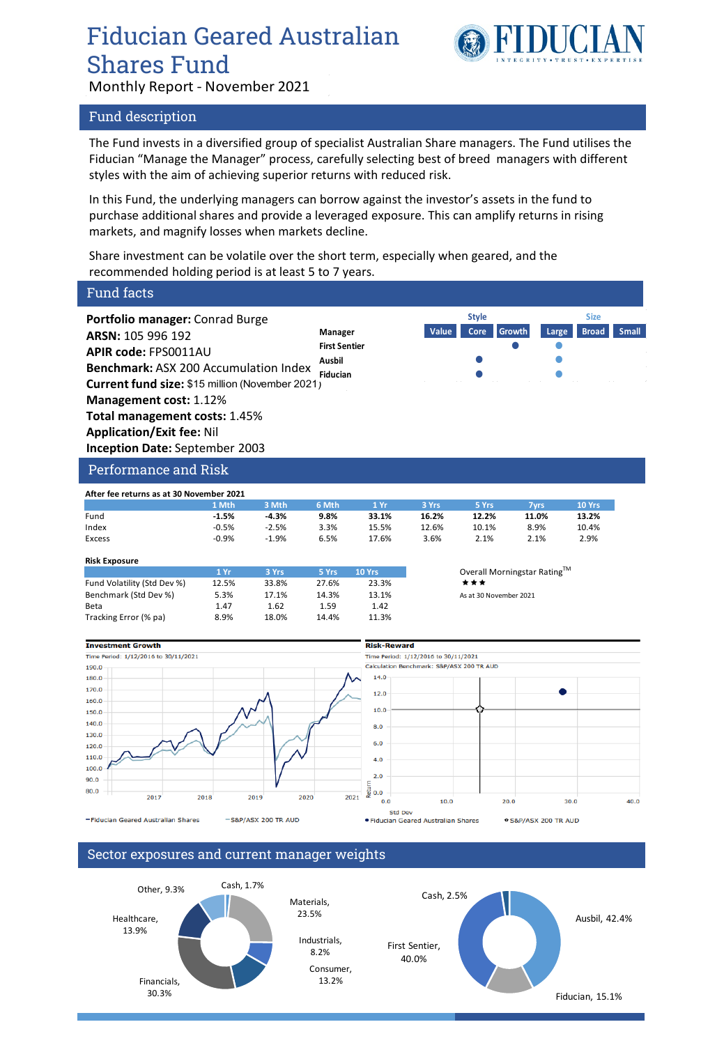# Fiducian Geared Australian Shares Fund

Monthly Report - November 2021

## Fund description

The Fund invests in a diversified group of specialist Australian Share managers. The Fund utilises the Fiducian "Manage the Manager" process, carefully selecting best of breed managers with different styles with the aim of achieving superior returns with reduced risk.

In this Fund, the underlying managers can borrow against the investor's assets in the fund to purchase additional shares and provide a leveraged exposure. This can amplify returns in rising markets, and magnify losses when markets decline.

Share investment can be volatile over the short term, especially when geared, and the recommended holding period is at least 5 to 7 years.

## Fund facts

**Portfolio manager:** Conrad Burge
**ARSN:** 105 996 192
**APIR code:** FPS0011AU
**Benchmark:** ASX 200 Accumulation Index
**Current fund size:** $15 million (November 2021)
**Management cost:** 1.12%
**Total management costs:** 1.45%
**Application/Exit fee:** Nil
**Inception Date:** September 2003

| Manager | Style: Value | Style: Core | Style: Growth | Size: Large | Size: Broad | Size: Small |
|---|---|---|---|---|---|---|
| First Sentier | | | ● | ● | | |
| Ausbil | | ● | | ● | | |
| Fiducian | | ● | | ● | | |

## Performance and Risk

**After fee returns as at 30 November 2021**

| | 1 Mth | 3 Mth | 6 Mth | 1 Yr | 3 Yrs | 5 Yrs | 7yrs | 10 Yrs |
|---|---|---|---|---|---|---|---|---|
| Fund | **-1.5%** | **-4.3%** | **9.8%** | **33.1%** | **16.2%** | **12.2%** | **11.0%** | **13.2%** |
| Index | -0.5% | -2.5% | 3.3% | 15.5% | 12.6% | 10.1% | 8.9% | 10.4% |
| Excess | -0.9% | -1.9% | 6.5% | 17.6% | 3.6% | 2.1% | 2.1% | 2.9% |

**Risk Exposure**

| | 1 Yr | 3 Yrs | 5 Yrs | 10 Yrs |
|---|---|---|---|---|
| Fund Volatility (Std Dev %) | 12.5% | 33.8% | 27.6% | 23.3% |
| Benchmark (Std Dev %) | 5.3% | 17.1% | 14.3% | 13.1% |
| Beta | 1.47 | 1.62 | 1.59 | 1.42 |
| Tracking Error (% pa) | 8.9% | 18.0% | 14.4% | 11.3% |

Overall Morningstar Rating™
★★★
As at 30 November 2021

**Investment Growth**
Time Period: 1/12/2016 to 30/11/2021
—Fiducian Geared Australian Shares —S&P/ASX 200 TR AUD

**Risk-Reward**
Time Period: 1/12/2016 to 30/11/2021
Calculation Benchmark: S&P/ASX 200 TR AUD
● Fiducian Geared Australian Shares ○ S&P/ASX 200 TR AUD

## Sector exposures and current manager weights

| Sector | Weight |
|---|---|
| Materials | 23.5% |
| Industrials | 8.2% |
| Consumer | 13.2% |
| Financials | 30.3% |
| Healthcare | 13.9% |
| Other | 9.3% |
| Cash | 1.7% |

| Manager | Weight |
|---|---|
| Ausbil | 42.4% |
| Fiducian | 15.1% |
| First Sentier | 40.0% |
| Cash | 2.5% |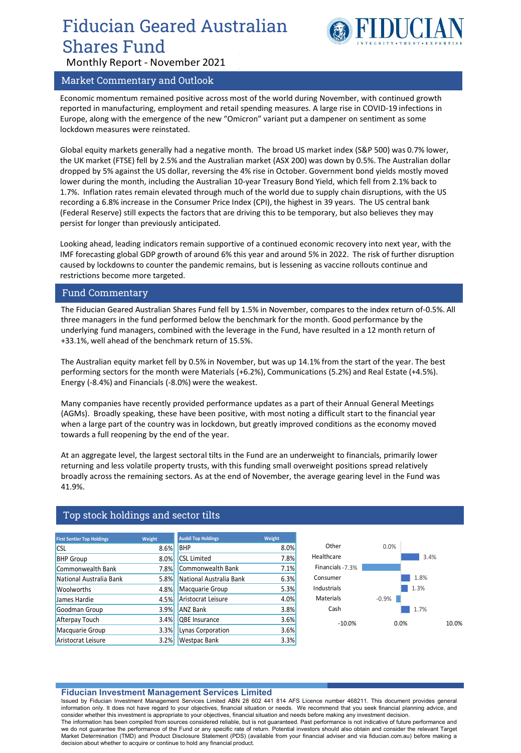# Fiducian Geared Australian Shares Fund

Monthly Report - November 2021

## Market Commentary and Outlook

Economic momentum remained positive across most of the world during November, with continued growth reported in manufacturing, employment and retail spending measures. A large rise in COVID-19 infections in Europe, along with the emergence of the new "Omicron" variant put a dampener on sentiment as some lockdown measures were reinstated.

Global equity markets generally had a negative month. The broad US market index (S&P 500) was 0.7% lower, the UK market (FTSE) fell by 2.5% and the Australian market (ASX 200) was down by 0.5%. The Australian dollar dropped by 5% against the US dollar, reversing the 4% rise in October. Government bond yields mostly moved lower during the month, including the Australian 10-year Treasury Bond Yield, which fell from 2.1% back to 1.7%. Inflation rates remain elevated through much of the world due to supply chain disruptions, with the US recording a 6.8% increase in the Consumer Price Index (CPI), the highest in 39 years. The US central bank (Federal Reserve) still expects the factors that are driving this to be temporary, but also believes they may persist for longer than previously anticipated.

Looking ahead, leading indicators remain supportive of a continued economic recovery into next year, with the IMF forecasting global GDP growth of around 6% this year and around 5% in 2022. The risk of further disruption caused by lockdowns to counter the pandemic remains, but is lessening as vaccine rollouts continue and restrictions become more targeted.

## Fund Commentary

The Fiducian Geared Australian Shares Fund fell by 1.5% in November, compares to the index return of-0.5%. All three managers in the fund performed below the benchmark for the month. Good performance by the underlying fund managers, combined with the leverage in the Fund, have resulted in a 12 month return of +33.1%, well ahead of the benchmark return of 15.5%.

The Australian equity market fell by 0.5% in November, but was up 14.1% from the start of the year. The best performing sectors for the month were Materials (+6.2%), Communications (5.2%) and Real Estate (+4.5%). Energy (-8.4%) and Financials (-8.0%) were the weakest.

Many companies have recently provided performance updates as a part of their Annual General Meetings (AGMs). Broadly speaking, these have been positive, with most noting a difficult start to the financial year when a large part of the country was in lockdown, but greatly improved conditions as the economy moved towards a full reopening by the end of the year.

At an aggregate level, the largest sectoral tilts in the Fund are an underweight to financials, primarily lower returning and less volatile property trusts, with this funding small overweight positions spread relatively broadly across the remaining sectors. As at the end of November, the average gearing level in the Fund was 41.9%.

## Top stock holdings and sector tilts

| First Sentier Top Holdings | Weight |
|---|---|
| CSL | 8.6% |
| BHP Group | 8.0% |
| Commonwealth Bank | 7.8% |
| National Australia Bank | 5.8% |
| Woolworths | 4.8% |
| James Hardie | 4.5% |
| Goodman Group | 3.9% |
| Afterpay Touch | 3.4% |
| Macquarie Group | 3.3% |
| Aristocrat Leisure | 3.2% |

| Ausbil Top Holdings | Weight |
|---|---|
| BHP | 8.0% |
| CSL Limited | 7.8% |
| Commonwealth Bank | 7.1% |
| National Australia Bank | 6.3% |
| Macquarie Group | 5.3% |
| Aristocrat Leisure | 4.0% |
| ANZ Bank | 3.8% |
| QBE Insurance | 3.6% |
| Lynas Corporation | 3.6% |
| Westpac Bank | 3.3% |

Other 0.0%
Healthcare 3.4%
Financials -7.3%
Consumer 1.8%
Industrials 1.3%
Materials -0.9%
Cash 1.7%
-10.0% 0.0% 10.0%

**Fiducian Investment Management Services Limited**

Issued by Fiducian Investment Management Services Limited ABN 28 602 441 814 AFS Licence number 468211. This document provides general information only. It does not have regard to your objectives, financial situation or needs. We recommend that you seek financial planning advice, and consider whether this investment is appropriate to your objectives, financial situation and needs before making any investment decision.
The information has been compiled from sources considered reliable, but is not guaranteed. Past performance is not indicative of future performance and we do not guarantee the performance of the Fund or any specific rate of return. Potential investors should also obtain and consider the relevant Target Market Determination (TMD) and Product Disclosure Statement (PDS) (available from your financial adviser and via fiducian.com.au) before making a decision about whether to acquire or continue to hold any financial product.